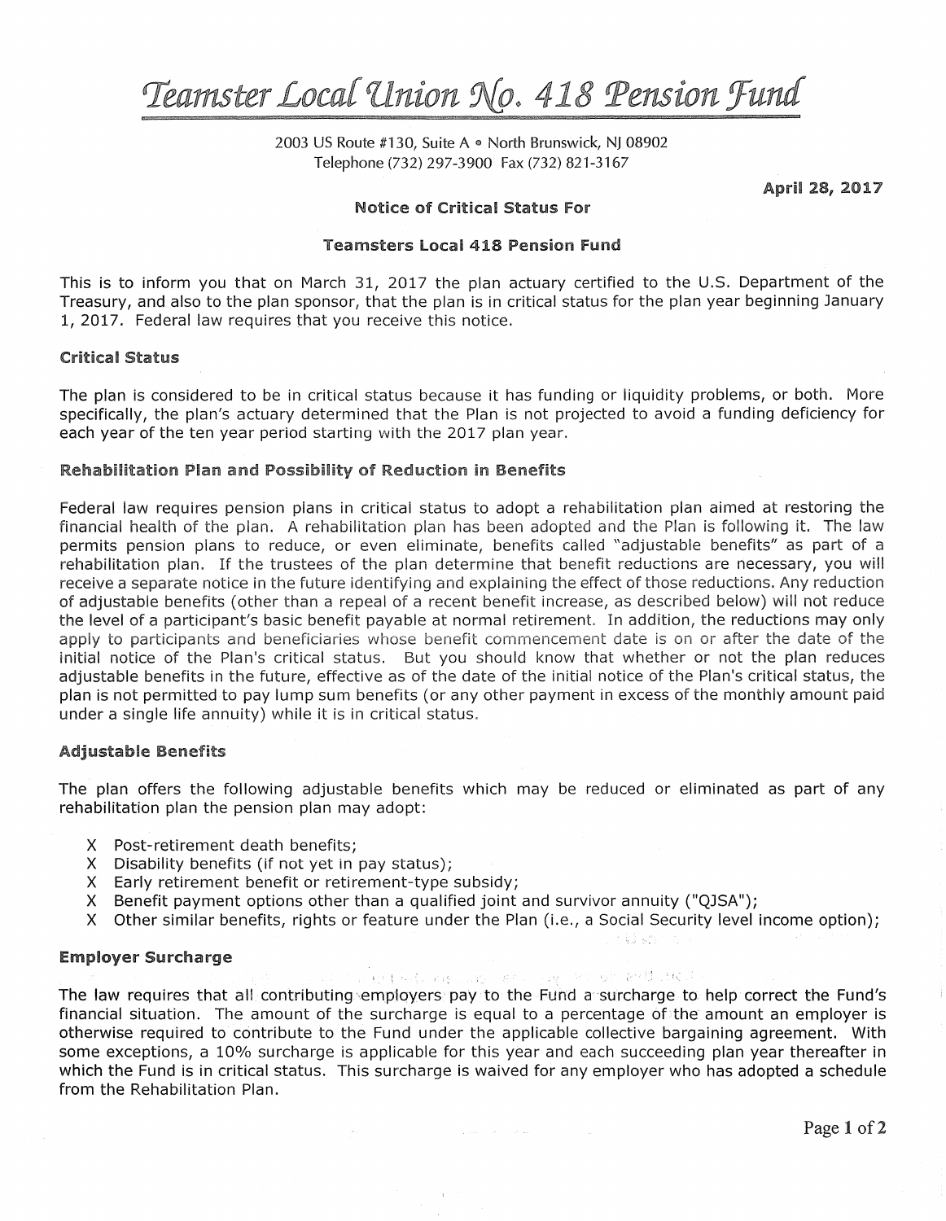# Teamster Local Union No. 418 Pension Fund

2003 US Route #130, Suite A • North Brunswick, NJ 08902
Telephone (732) 297-3900 Fax (732) 821-3167

**April 28, 2017**

**Notice of Critical Status For**

**Teamsters Local 418 Pension Fund**

This is to inform you that on March 31, 2017 the plan actuary certified to the U.S. Department of the Treasury, and also to the plan sponsor, that the plan is in critical status for the plan year beginning January 1, 2017. Federal law requires that you receive this notice.

## Critical Status

The plan is considered to be in critical status because it has funding or liquidity problems, or both. More specifically, the plan's actuary determined that the Plan is not projected to avoid a funding deficiency for each year of the ten year period starting with the 2017 plan year.

## Rehabilitation Plan and Possibility of Reduction in Benefits

Federal law requires pension plans in critical status to adopt a rehabilitation plan aimed at restoring the financial health of the plan. A rehabilitation plan has been adopted and the Plan is following it. The law permits pension plans to reduce, or even eliminate, benefits called "adjustable benefits" as part of a rehabilitation plan. If the trustees of the plan determine that benefit reductions are necessary, you will receive a separate notice in the future identifying and explaining the effect of those reductions. Any reduction of adjustable benefits (other than a repeal of a recent benefit increase, as described below) will not reduce the level of a participant's basic benefit payable at normal retirement. In addition, the reductions may only apply to participants and beneficiaries whose benefit commencement date is on or after the date of the initial notice of the Plan's critical status. But you should know that whether or not the plan reduces adjustable benefits in the future, effective as of the date of the initial notice of the Plan's critical status, the plan is not permitted to pay lump sum benefits (or any other payment in excess of the monthly amount paid under a single life annuity) while it is in critical status.

## Adjustable Benefits

The plan offers the following adjustable benefits which may be reduced or eliminated as part of any rehabilitation plan the pension plan may adopt:

- X Post-retirement death benefits;
- X Disability benefits (if not yet in pay status);
- X Early retirement benefit or retirement-type subsidy;
- X Benefit payment options other than a qualified joint and survivor annuity ("QJSA");
- X Other similar benefits, rights or feature under the Plan (i.e., a Social Security level income option);

## Employer Surcharge

The law requires that all contributing employers pay to the Fund a surcharge to help correct the Fund's financial situation. The amount of the surcharge is equal to a percentage of the amount an employer is otherwise required to contribute to the Fund under the applicable collective bargaining agreement. With some exceptions, a 10% surcharge is applicable for this year and each succeeding plan year thereafter in which the Fund is in critical status. This surcharge is waived for any employer who has adopted a schedule from the Rehabilitation Plan.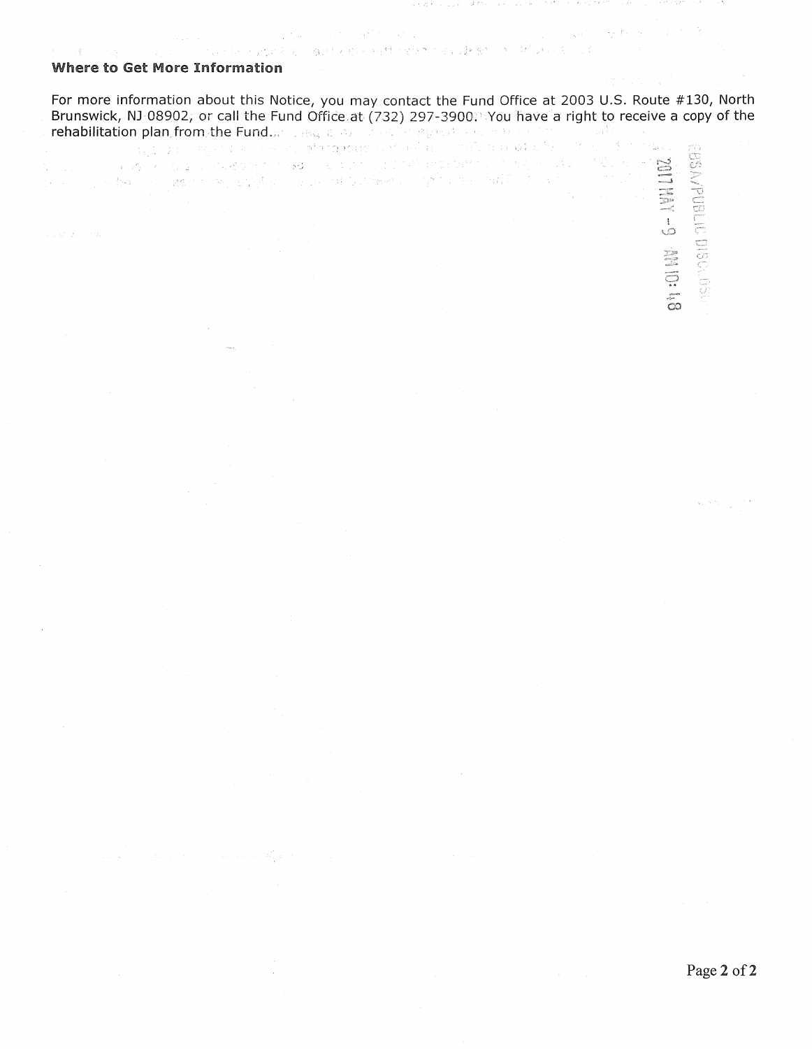### Where to Get More Information

For more information about this Notice, you may contact the Fund Office at 2003 U.S. Route #130, North Brunswick, NJ 08902, or call the Fund Office at (732) 297-3900. You have a right to receive a copy of the rehabilitation plan from the Fund.

EBSA/PUBLIC DISCLOSURE

2017 MAY -9 AM 10:48